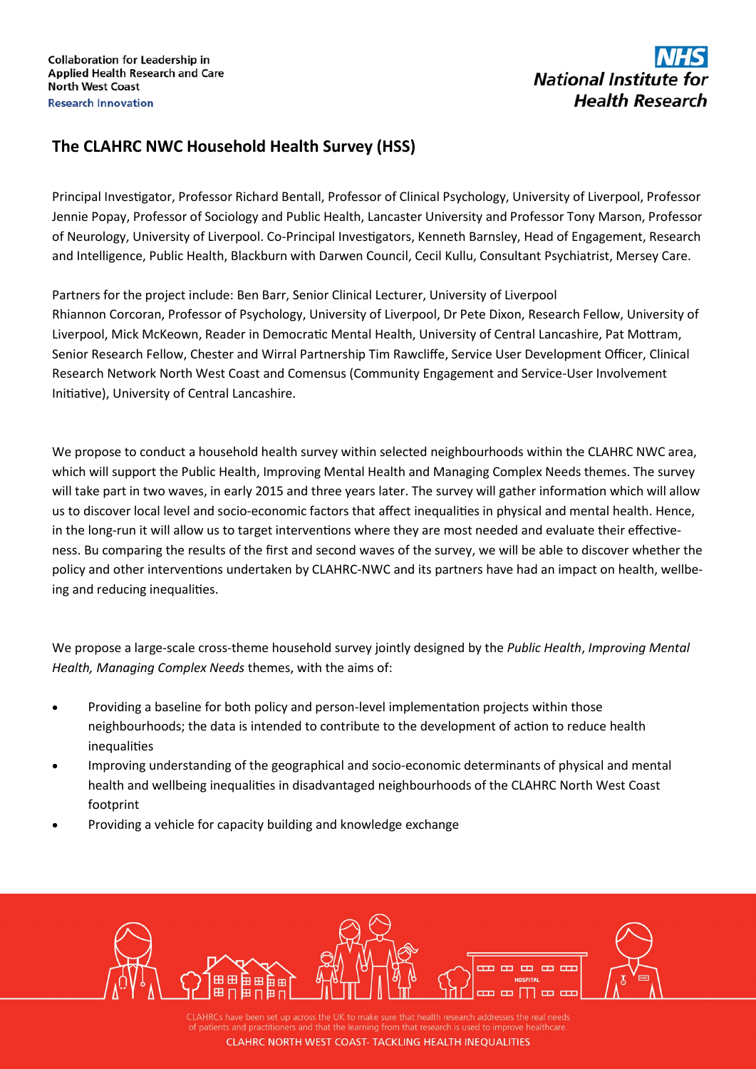Collaboration for Leadership in Applied Health Research and Care North West Coast
Research Innovation

NHS
National Institute for Health Research

## The CLAHRC NWC Household Health Survey (HSS)

Principal Investigator, Professor Richard Bentall, Professor of Clinical Psychology, University of Liverpool, Professor Jennie Popay, Professor of Sociology and Public Health, Lancaster University and Professor Tony Marson, Professor of Neurology, University of Liverpool. Co-Principal Investigators, Kenneth Barnsley, Head of Engagement, Research and Intelligence, Public Health, Blackburn with Darwen Council, Cecil Kullu, Consultant Psychiatrist, Mersey Care.

Partners for the project include: Ben Barr, Senior Clinical Lecturer, University of Liverpool
Rhiannon Corcoran, Professor of Psychology, University of Liverpool, Dr Pete Dixon, Research Fellow, University of Liverpool, Mick McKeown, Reader in Democratic Mental Health, University of Central Lancashire, Pat Mottram, Senior Research Fellow, Chester and Wirral Partnership Tim Rawcliffe, Service User Development Officer, Clinical Research Network North West Coast and Comensus (Community Engagement and Service-User Involvement Initiative), University of Central Lancashire.

We propose to conduct a household health survey within selected neighbourhoods within the CLAHRC NWC area, which will support the Public Health, Improving Mental Health and Managing Complex Needs themes. The survey will take part in two waves, in early 2015 and three years later. The survey will gather information which will allow us to discover local level and socio-economic factors that affect inequalities in physical and mental health. Hence, in the long-run it will allow us to target interventions where they are most needed and evaluate their effectiveness. Bu comparing the results of the first and second waves of the survey, we will be able to discover whether the policy and other interventions undertaken by CLAHRC-NWC and its partners have had an impact on health, wellbeing and reducing inequalities.

We propose a large-scale cross-theme household survey jointly designed by the *Public Health*, *Improving Mental Health, Managing Complex Needs* themes, with the aims of:

- Providing a baseline for both policy and person-level implementation projects within those neighbourhoods; the data is intended to contribute to the development of action to reduce health inequalities
- Improving understanding of the geographical and socio-economic determinants of physical and mental health and wellbeing inequalities in disadvantaged neighbourhoods of the CLAHRC North West Coast footprint
- Providing a vehicle for capacity building and knowledge exchange

CLAHRCs have been set up across the UK to make sure that health research addresses the real needs of patients and practitioners and that the learning from that research is used to improve healthcare.

CLAHRC NORTH WEST COAST- TACKLING HEALTH INEQUALITIES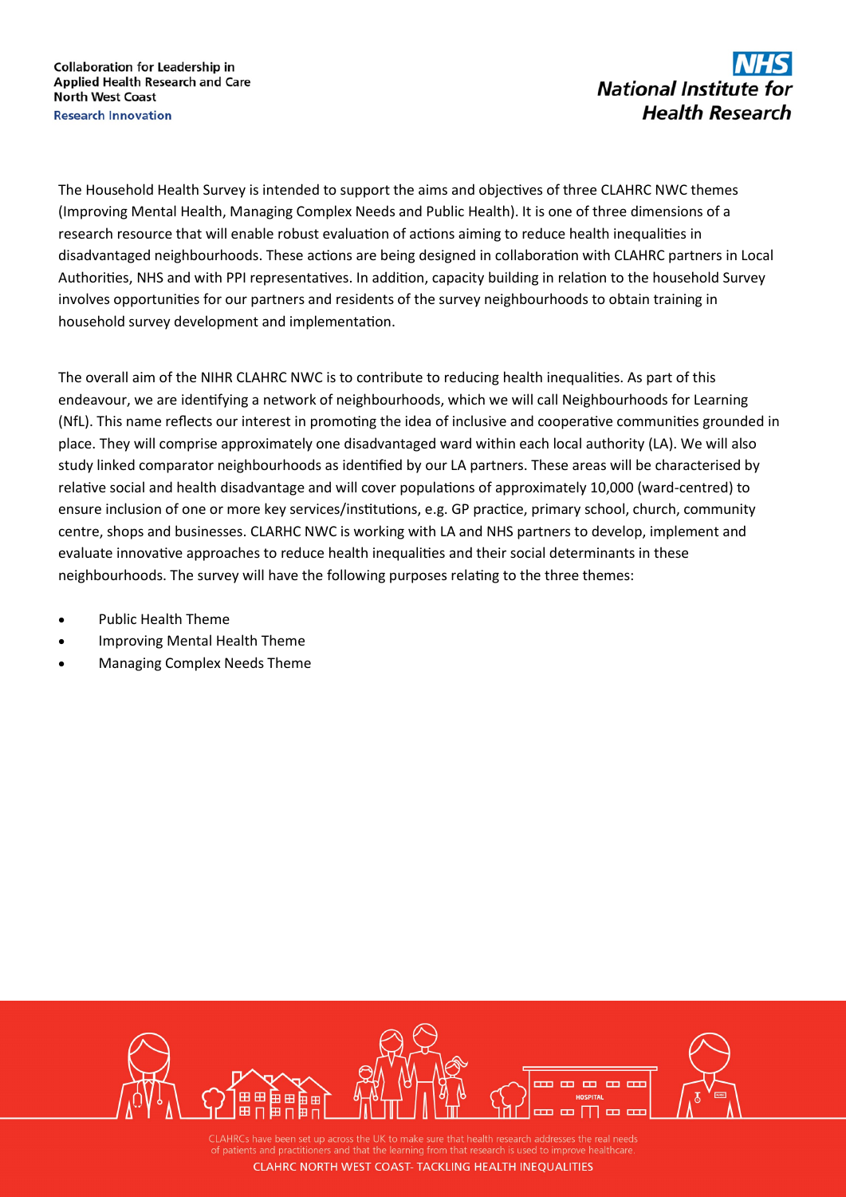The Household Health Survey is intended to support the aims and objectives of three CLAHRC NWC themes (Improving Mental Health, Managing Complex Needs and Public Health). It is one of three dimensions of a research resource that will enable robust evaluation of actions aiming to reduce health inequalities in disadvantaged neighbourhoods. These actions are being designed in collaboration with CLAHRC partners in Local Authorities, NHS and with PPI representatives. In addition, capacity building in relation to the household Survey involves opportunities for our partners and residents of the survey neighbourhoods to obtain training in household survey development and implementation.

The overall aim of the NIHR CLAHRC NWC is to contribute to reducing health inequalities. As part of this endeavour, we are identifying a network of neighbourhoods, which we will call Neighbourhoods for Learning (NfL). This name reflects our interest in promoting the idea of inclusive and cooperative communities grounded in place. They will comprise approximately one disadvantaged ward within each local authority (LA). We will also study linked comparator neighbourhoods as identified by our LA partners. These areas will be characterised by relative social and health disadvantage and will cover populations of approximately 10,000 (ward-centred) to ensure inclusion of one or more key services/institutions, e.g. GP practice, primary school, church, community centre, shops and businesses. CLARHC NWC is working with LA and NHS partners to develop, implement and evaluate innovative approaches to reduce health inequalities and their social determinants in these neighbourhoods. The survey will have the following purposes relating to the three themes:

- Public Health Theme
- Improving Mental Health Theme
- Managing Complex Needs Theme